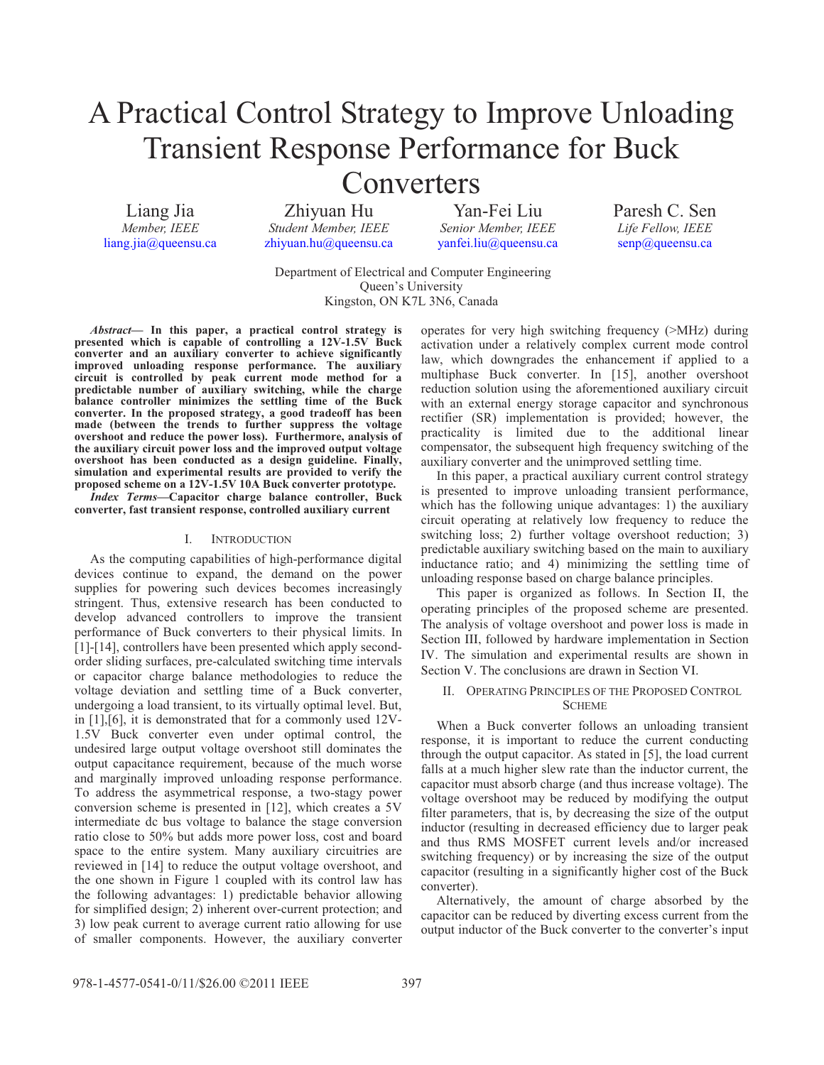# A Practical Control Strategy to Improve Unloading Transient Response Performance for Buck Converters

Liang Jia
*Member, IEEE*
liang.jia@queensu.ca

Zhiyuan Hu
*Student Member, IEEE*
zhiyuan.hu@queensu.ca

Yan-Fei Liu
*Senior Member, IEEE*
yanfei.liu@queensu.ca

Paresh C. Sen
*Life Fellow, IEEE*
senp@queensu.ca

Department of Electrical and Computer Engineering
Queen's University
Kingston, ON K7L 3N6, Canada

***Abstract*— In this paper, a practical control strategy is presented which is capable of controlling a 12V-1.5V Buck converter and an auxiliary converter to achieve significantly improved unloading response performance. The auxiliary circuit is controlled by peak current mode method for a predictable number of auxiliary switching, while the charge balance controller minimizes the settling time of the Buck converter. In the proposed strategy, a good tradeoff has been made (between the trends to further suppress the voltage overshoot and reduce the power loss). Furthermore, analysis of the auxiliary circuit power loss and the improved output voltage overshoot has been conducted as a design guideline. Finally, simulation and experimental results are provided to verify the proposed scheme on a 12V-1.5V 10A Buck converter prototype.**

***Index Terms*—Capacitor charge balance controller, Buck converter, fast transient response, controlled auxiliary current**

## I. Introduction

As the computing capabilities of high-performance digital devices continue to expand, the demand on the power supplies for powering such devices becomes increasingly stringent. Thus, extensive research has been conducted to develop advanced controllers to improve the transient performance of Buck converters to their physical limits. In [1]-[14], controllers have been presented which apply second-order sliding surfaces, pre-calculated switching time intervals or capacitor charge balance methodologies to reduce the voltage deviation and settling time of a Buck converter, undergoing a load transient, to its virtually optimal level. But, in [1],[6], it is demonstrated that for a commonly used 12V-1.5V Buck converter even under optimal control, the undesired large output voltage overshoot still dominates the output capacitance requirement, because of the much worse and marginally improved unloading response performance. To address the asymmetrical response, a two-stagy power conversion scheme is presented in [12], which creates a 5V intermediate dc bus voltage to balance the stage conversion ratio close to 50% but adds more power loss, cost and board space to the entire system. Many auxiliary circuitries are reviewed in [14] to reduce the output voltage overshoot, and the one shown in Figure 1 coupled with its control law has the following advantages: 1) predictable behavior allowing for simplified design; 2) inherent over-current protection; and 3) low peak current to average current ratio allowing for use of smaller components. However, the auxiliary converter operates for very high switching frequency (>MHz) during activation under a relatively complex current mode control law, which downgrades the enhancement if applied to a multiphase Buck converter. In [15], another overshoot reduction solution using the aforementioned auxiliary circuit with an external energy storage capacitor and synchronous rectifier (SR) implementation is provided; however, the practicality is limited due to the additional linear compensator, the subsequent high frequency switching of the auxiliary converter and the unimproved settling time.

In this paper, a practical auxiliary current control strategy is presented to improve unloading transient performance, which has the following unique advantages: 1) the auxiliary circuit operating at relatively low frequency to reduce the switching loss; 2) further voltage overshoot reduction; 3) predictable auxiliary switching based on the main to auxiliary inductance ratio; and 4) minimizing the settling time of unloading response based on charge balance principles.

This paper is organized as follows. In Section II, the operating principles of the proposed scheme are presented. The analysis of voltage overshoot and power loss is made in Section III, followed by hardware implementation in Section IV. The simulation and experimental results are shown in Section V. The conclusions are drawn in Section VI.

## II. Operating Principles of the Proposed Control Scheme

When a Buck converter follows an unloading transient response, it is important to reduce the current conducting through the output capacitor. As stated in [5], the load current falls at a much higher slew rate than the inductor current, the capacitor must absorb charge (and thus increase voltage). The voltage overshoot may be reduced by modifying the output filter parameters, that is, by decreasing the size of the output inductor (resulting in decreased efficiency due to larger peak and thus RMS MOSFET current levels and/or increased switching frequency) or by increasing the size of the output capacitor (resulting in a significantly higher cost of the Buck converter).

Alternatively, the amount of charge absorbed by the capacitor can be reduced by diverting excess current from the output inductor of the Buck converter to the converter's input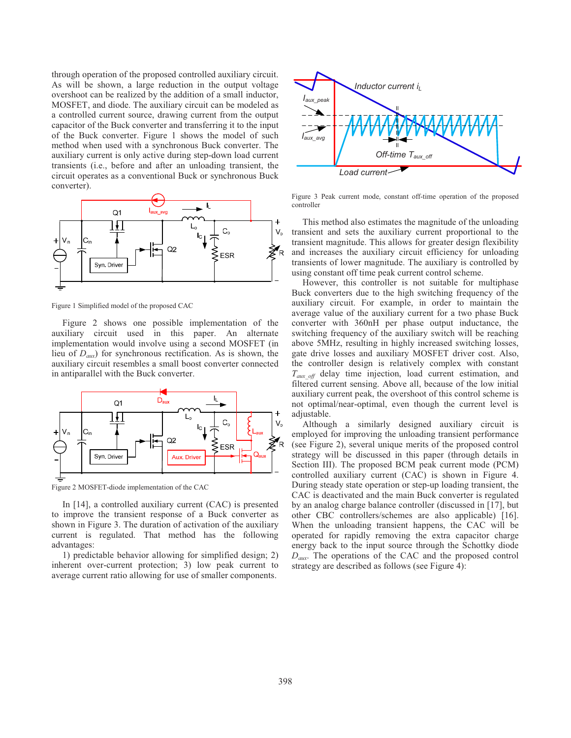through operation of the proposed controlled auxiliary circuit. As will be shown, a large reduction in the output voltage overshoot can be realized by the addition of a small inductor, MOSFET, and diode. The auxiliary circuit can be modeled as a controlled current source, drawing current from the output capacitor of the Buck converter and transferring it to the input of the Buck converter. Figure 1 shows the model of such method when used with a synchronous Buck converter. The auxiliary current is only active during step-down load current transients (i.e., before and after an unloading transient, the circuit operates as a conventional Buck or synchronous Buck converter).

Figure 1 Simplified model of the proposed CAC

Figure 2 shows one possible implementation of the auxiliary circuit used in this paper. An alternate implementation would involve using a second MOSFET (in lieu of $D_{aux}$) for synchronous rectification. As is shown, the auxiliary circuit resembles a small boost converter connected in antiparallel with the Buck converter.

Figure 2 MOSFET-diode implementation of the CAC

In [14], a controlled auxiliary current (CAC) is presented to improve the transient response of a Buck converter as shown in Figure 3. The duration of activation of the auxiliary current is regulated. That method has the following advantages:

1) predictable behavior allowing for simplified design; 2) inherent over-current protection; 3) low peak current to average current ratio allowing for use of smaller components.

Figure 3 Peak current mode, constant off-time operation of the proposed controller

This method also estimates the magnitude of the unloading transient and sets the auxiliary current proportional to the transient magnitude. This allows for greater design flexibility and increases the auxiliary circuit efficiency for unloading transients of lower magnitude. The auxiliary is controlled by using constant off time peak current control scheme.

However, this controller is not suitable for multiphase Buck converters due to the high switching frequency of the auxiliary circuit. For example, in order to maintain the average value of the auxiliary current for a two phase Buck converter with 360nH per phase output inductance, the switching frequency of the auxiliary switch will be reaching above 5MHz, resulting in highly increased switching losses, gate drive losses and auxiliary MOSFET driver cost. Also, the controller design is relatively complex with constant $T_{aux\_off}$ delay time injection, load current estimation, and filtered current sensing. Above all, because of the low initial auxiliary current peak, the overshoot of this control scheme is not optimal/near-optimal, even though the current level is adjustable.

Although a similarly designed auxiliary circuit is employed for improving the unloading transient performance (see Figure 2), several unique merits of the proposed control strategy will be discussed in this paper (through details in Section III). The proposed BCM peak current mode (PCM) controlled auxiliary current (CAC) is shown in Figure 4. During steady state operation or step-up loading transient, the CAC is deactivated and the main Buck converter is regulated by an analog charge balance controller (discussed in [17], but other CBC controllers/schemes are also applicable) [16]. When the unloading transient happens, the CAC will be operated for rapidly removing the extra capacitor charge energy back to the input source through the Schottky diode $D_{aux}$. The operations of the CAC and the proposed control strategy are described as follows (see Figure 4):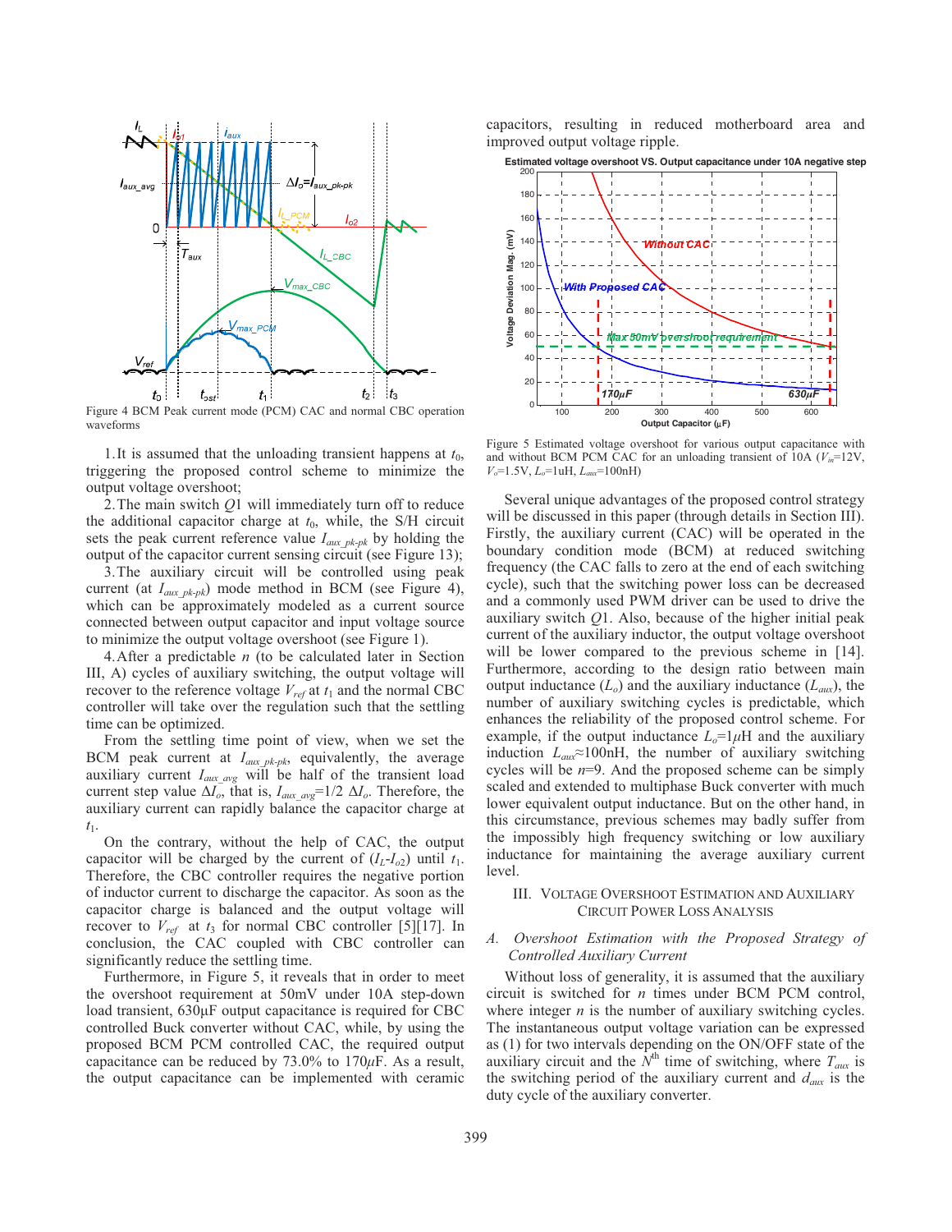Figure 4 BCM Peak current mode (PCM) CAC and normal CBC operation waveforms

1. It is assumed that the unloading transient happens at $t_0$, triggering the proposed control scheme to minimize the output voltage overshoot;

2. The main switch $Q1$ will immediately turn off to reduce the additional capacitor charge at $t_0$, while, the S/H circuit sets the peak current reference value $I_{aux\_pk\text{-}pk}$ by holding the output of the capacitor current sensing circuit (see Figure 13);

3. The auxiliary circuit will be controlled using peak current (at $I_{aux\_pk\text{-}pk}$) mode method in BCM (see Figure 4), which can be approximately modeled as a current source connected between output capacitor and input voltage source to minimize the output voltage overshoot (see Figure 1).

4. After a predictable $n$ (to be calculated later in Section III, A) cycles of auxiliary switching, the output voltage will recover to the reference voltage $V_{ref}$ at $t_1$ and the normal CBC controller will take over the regulation such that the settling time can be optimized.

From the settling time point of view, when we set the BCM peak current at $I_{aux\_pk\text{-}pk}$, equivalently, the average auxiliary current $I_{aux\_avg}$ will be half of the transient load current step value $\Delta I_o$, that is, $I_{aux\_avg}$=1/2 $\Delta I_o$. Therefore, the auxiliary current can rapidly balance the capacitor charge at $t_1$.

On the contrary, without the help of CAC, the output capacitor will be charged by the current of $(I_L\text{-}I_{o2})$ until $t_1$. Therefore, the CBC controller requires the negative portion of inductor current to discharge the capacitor. As soon as the capacitor charge is balanced and the output voltage will recover to $V_{ref}$ at $t_3$ for normal CBC controller [5][17]. In conclusion, the CAC coupled with CBC controller can significantly reduce the settling time.

Furthermore, in Figure 5, it reveals that in order to meet the overshoot requirement at 50mV under 10A step-down load transient, 630μF output capacitance is required for CBC controlled Buck converter without CAC, while, by using the proposed BCM PCM controlled CAC, the required output capacitance can be reduced by 73.0% to 170$\mu$F. As a result, the output capacitance can be implemented with ceramic capacitors, resulting in reduced motherboard area and improved output voltage ripple.

Figure 5 Estimated voltage overshoot for various output capacitance with and without BCM PCM CAC for an unloading transient of 10A ($V_{in}$=12V, $V_o$=1.5V, $L_o$=1uH, $L_{aux}$=100nH)

Several unique advantages of the proposed control strategy will be discussed in this paper (through details in Section III). Firstly, the auxiliary current (CAC) will be operated in the boundary condition mode (BCM) at reduced switching frequency (the CAC falls to zero at the end of each switching cycle), such that the switching power loss can be decreased and a commonly used PWM driver can be used to drive the auxiliary switch $Q1$. Also, because of the higher initial peak current of the auxiliary inductor, the output voltage overshoot will be lower compared to the previous scheme in [14]. Furthermore, according to the design ratio between main output inductance ($L_o$) and the auxiliary inductance ($L_{aux}$), the number of auxiliary switching cycles is predictable, which enhances the reliability of the proposed control scheme. For example, if the output inductance $L_o$=1$\mu$H and the auxiliary induction $L_{aux}$≈100nH, the number of auxiliary switching cycles will be $n$=9. And the proposed scheme can be simply scaled and extended to multiphase Buck converter with much lower equivalent output inductance. But on the other hand, in this circumstance, previous schemes may badly suffer from the impossibly high frequency switching or low auxiliary inductance for maintaining the average auxiliary current level.

## III. Voltage Overshoot Estimation and Auxiliary Circuit Power Loss Analysis

### *A. Overshoot Estimation with the Proposed Strategy of Controlled Auxiliary Current*

Without loss of generality, it is assumed that the auxiliary circuit is switched for $n$ times under BCM PCM control, where integer $n$ is the number of auxiliary switching cycles. The instantaneous output voltage variation can be expressed as (1) for two intervals depending on the ON/OFF state of the auxiliary circuit and the $N^{th}$ time of switching, where $T_{aux}$ is the switching period of the auxiliary current and $d_{aux}$ is the duty cycle of the auxiliary converter.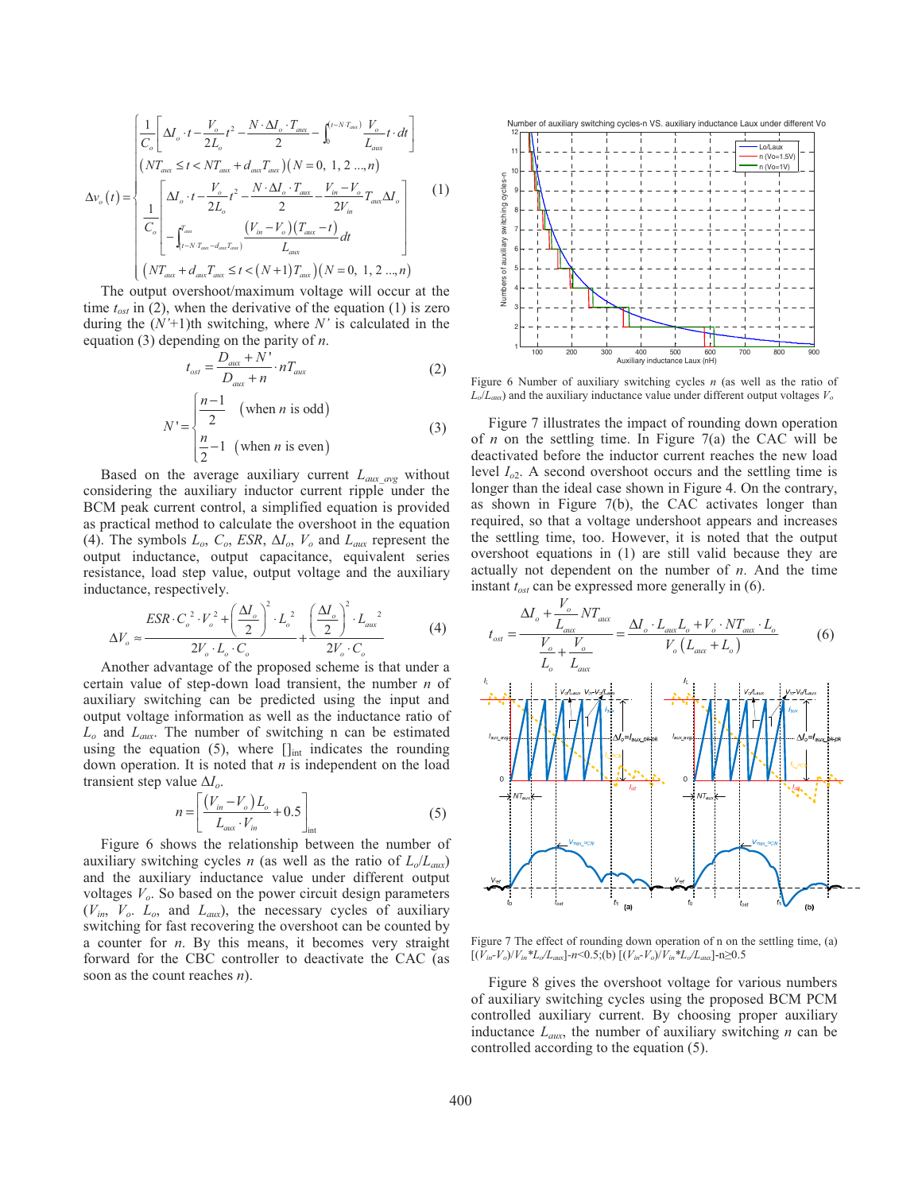$$
\Delta v_o(t)=\begin{cases}\dfrac{1}{C_o}\left[\Delta I_o\cdot t-\dfrac{V_o}{2L_o}t^2-\dfrac{N\cdot\Delta I_o\cdot T_{aux}}{2}-\displaystyle\int_0^{(t-N\cdot T_{aux})}\dfrac{V_o}{L_{aux}}t\cdot dt\right]\\ \left(NT_{aux}\le t<NT_{aux}+d_{aux}T_{aux}\right)\left(N=0,\ 1,\ 2\ ...,n\right)\\ \dfrac{1}{C_o}\left[\begin{array}{l}\Delta I_o\cdot t-\dfrac{V_o}{2L_o}t^2-\dfrac{N\cdot\Delta I_o\cdot T_{aux}}{2}-\dfrac{V_{in}-V_o}{2V_{in}}T_{aux}\Delta I_o\\ -\displaystyle\int_{(t-N\cdot T_{aux}-d_{aux}T_{aux})}^{T_{aux}}\dfrac{(V_{in}-V_o)(T_{aux}-t)}{L_{aux}}dt\end{array}\right]\\ \left(NT_{aux}+d_{aux}T_{aux}\le t<(N+1)T_{aux}\right)\left(N=0,\ 1,\ 2\ ...,n\right)\end{cases}\quad(1)
$$

The output overshoot/maximum voltage will occur at the time $t_{ost}$ in (2), when the derivative of the equation (1) is zero during the ($N'$+1)th switching, where $N'$ is calculated in the equation (3) depending on the parity of $n$.

$$
t_{ost}=\frac{D_{aux}+N'}{D_{aux}+n}\cdot nT_{aux}\quad(2)
$$

$$
N'=\begin{cases}\dfrac{n-1}{2} & (\text{when } n \text{ is odd})\\ \dfrac{n}{2}-1 & (\text{when } n \text{ is even})\end{cases}\quad(3)
$$

Based on the average auxiliary current $L_{aux\_avg}$ without considering the auxiliary inductor current ripple under the BCM peak current control, a simplified equation is provided as practical method to calculate the overshoot in the equation (4). The symbols $L_o$, $C_o$, $ESR$, $\Delta I_o$, $V_o$ and $L_{aux}$ represent the output inductance, output capacitance, equivalent series resistance, load step value, output voltage and the auxiliary inductance, respectively.

$$
\Delta V_o\approx\frac{ESR\cdot C_o^{\,2}\cdot V_o^{\,2}+\left(\dfrac{\Delta I_o}{2}\right)^2\cdot L_o^{\,2}}{2V_o\cdot L_o\cdot C_o}+\frac{\left(\dfrac{\Delta I_o}{2}\right)^2\cdot L_{aux}^{\,2}}{2V_o\cdot C_o}\quad(4)
$$

Another advantage of the proposed scheme is that under a certain value of step-down load transient, the number $n$ of auxiliary switching can be predicted using the input and output voltage information as well as the inductance ratio of $L_o$ and $L_{aux}$. The number of switching n can be estimated using the equation (5), where $[]_{\text{int}}$ indicates the rounding down operation. It is noted that $n$ is independent on the load transient step value $\Delta I_o$.

$$
n=\left[\frac{(V_{in}-V_o)L_o}{L_{aux}\cdot V_{in}}+0.5\right]_{\text{int}}\quad(5)
$$

Figure 6 shows the relationship between the number of auxiliary switching cycles $n$ (as well as the ratio of $L_o/L_{aux}$) and the auxiliary inductance value under different output voltages $V_o$. So based on the power circuit design parameters ($V_{in}$, $V_o$, $L_o$, and $L_{aux}$), the necessary cycles of auxiliary switching for fast recovering the overshoot can be counted by a counter for $n$. By this means, it becomes very straight forward for the CBC controller to deactivate the CAC (as soon as the count reaches $n$).

Figure 6 Number of auxiliary switching cycles $n$ (as well as the ratio of $L_o/L_{aux}$) and the auxiliary inductance value under different output voltages $V_o$

Figure 7 illustrates the impact of rounding down operation of $n$ on the settling time. In Figure 7(a) the CAC will be deactivated before the inductor current reaches the new load level $I_{o2}$. A second overshoot occurs and the settling time is longer than the ideal case shown in Figure 4. On the contrary, as shown in Figure 7(b), the CAC activates longer than required, so that a voltage undershoot appears and increases the settling time, too. However, it is noted that the output overshoot equations in (1) are still valid because they are actually not dependent on the number of $n$. And the time instant $t_{ost}$ can be expressed more generally in (6).

$$
t_{ost}=\frac{\Delta I_o+\dfrac{V_o}{L_{aux}}NT_{aux}}{\dfrac{V_o}{L_o}+\dfrac{V_o}{L_{aux}}}=\frac{\Delta I_o\cdot L_{aux}L_o+V_o\cdot NT_{aux}\cdot L_o}{V_o\left(L_{aux}+L_o\right)}\quad(6)
$$

Figure 7 The effect of rounding down operation of n on the settling time, (a) $[(V_{in}-V_o)/V_{in}*L_o/L_{aux}]$-$n$<0.5;(b) $[(V_{in}-V_o)/V_{in}*L_o/L_{aux}]$-n≥0.5

Figure 8 gives the overshoot voltage for various numbers of auxiliary switching cycles using the proposed BCM PCM controlled auxiliary current. By choosing proper auxiliary inductance $L_{aux}$, the number of auxiliary switching $n$ can be controlled according to the equation (5).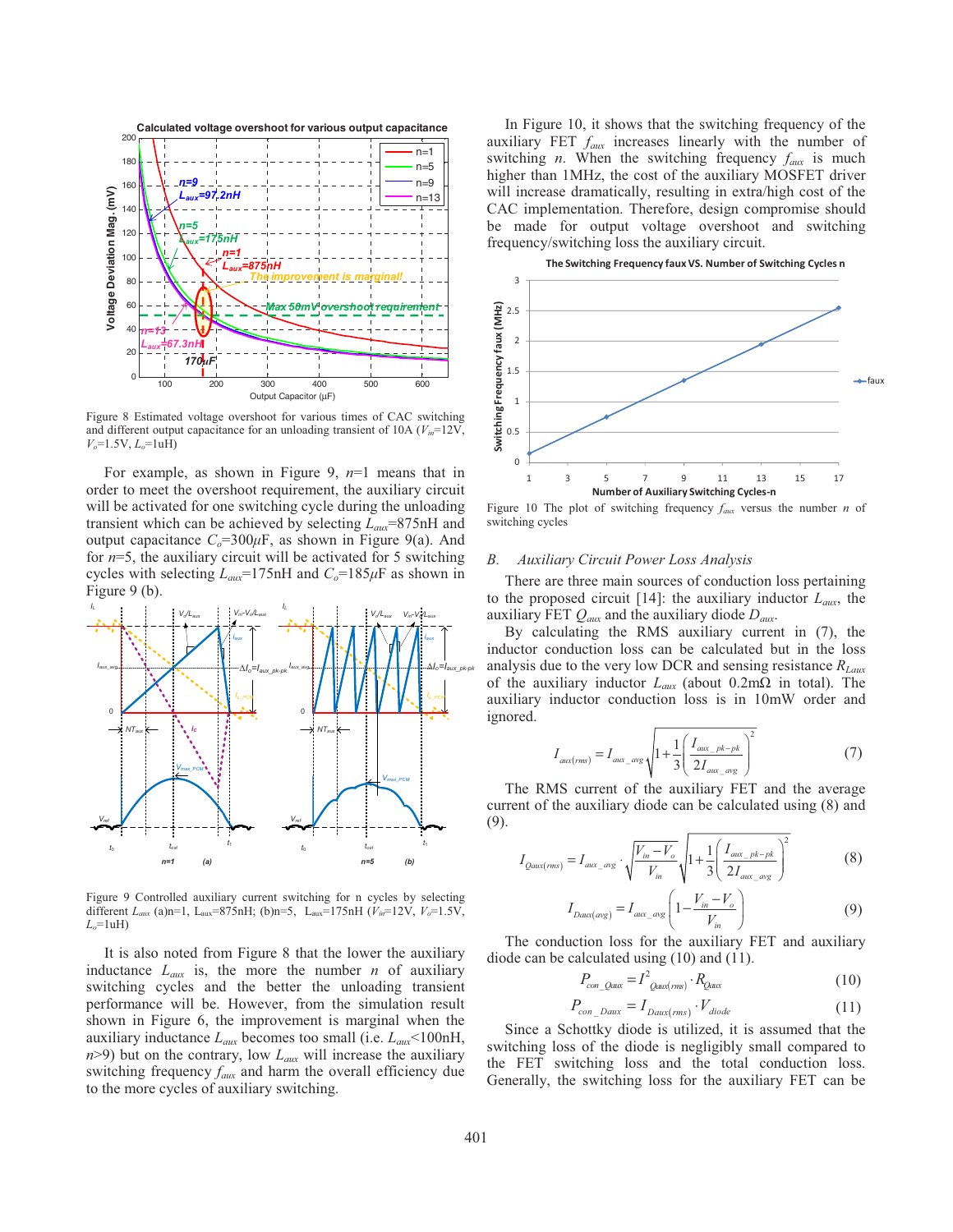Figure 8 Estimated voltage overshoot for various times of CAC switching and different output capacitance for an unloading transient of 10A ($V_{in}$=12V, $V_o$=1.5V, $L_o$=1uH)

For example, as shown in Figure 9, $n$=1 means that in order to meet the overshoot requirement, the auxiliary circuit will be activated for one switching cycle during the unloading transient which can be achieved by selecting $L_{aux}$=875nH and output capacitance $C_o$=300$\mu$F, as shown in Figure 9(a). And for $n$=5, the auxiliary circuit will be activated for 5 switching cycles with selecting $L_{aux}$=175nH and $C_o$=185$\mu$F as shown in Figure 9 (b).

Figure 9 Controlled auxiliary current switching for n cycles by selecting different $L_{aux}$ (a)n=1, $L_{aux}$=875nH; (b)n=5, $L_{aux}$=175nH ($V_{in}$=12V, $V_o$=1.5V, $L_o$=1uH)

It is also noted from Figure 8 that the lower the auxiliary inductance $L_{aux}$ is, the more the number $n$ of auxiliary switching cycles and the better the unloading transient performance will be. However, from the simulation result shown in Figure 6, the improvement is marginal when the auxiliary inductance $L_{aux}$ becomes too small (i.e. $L_{aux}$<100nH, $n$>9) but on the contrary, low $L_{aux}$ will increase the auxiliary switching frequency $f_{aux}$ and harm the overall efficiency due to the more cycles of auxiliary switching.

In Figure 10, it shows that the switching frequency of the auxiliary FET $f_{aux}$ increases linearly with the number of switching $n$. When the switching frequency $f_{aux}$ is much higher than 1MHz, the cost of the auxiliary MOSFET driver will increase dramatically, resulting in extra/high cost of the CAC implementation. Therefore, design compromise should be made for output voltage overshoot and switching frequency/switching loss the auxiliary circuit.

Figure 10 The plot of switching frequency $f_{aux}$ versus the number $n$ of switching cycles

### B. Auxiliary Circuit Power Loss Analysis

There are three main sources of conduction loss pertaining to the proposed circuit [14]: the auxiliary inductor $L_{aux}$, the auxiliary FET $Q_{aux}$ and the auxiliary diode $D_{aux}$.

By calculating the RMS auxiliary current in (7), the inductor conduction loss can be calculated but in the loss analysis due to the very low DCR and sensing resistance $R_{Laux}$ of the auxiliary inductor $L_{aux}$ (about 0.2m$\Omega$ in total). The auxiliary inductor conduction loss is in 10mW order and ignored.

$$I_{aux(rms)} = I_{aux\_avg}\sqrt{1+\frac{1}{3}\left(\frac{I_{aux\_pk-pk}}{2I_{aux\_avg}}\right)^2} \tag{7}$$

The RMS current of the auxiliary FET and the average current of the auxiliary diode can be calculated using (8) and (9).

$$I_{Qaux(rms)} = I_{aux\_avg}\cdot\sqrt{\frac{V_{in}-V_o}{V_{in}}}\sqrt{1+\frac{1}{3}\left(\frac{I_{aux\_pk-pk}}{2I_{aux\_avg}}\right)^2} \tag{8}$$

$$I_{Daux(avg)} = I_{aux\_avg}\left(1-\frac{V_{in}-V_o}{V_{in}}\right) \tag{9}$$

The conduction loss for the auxiliary FET and auxiliary diode can be calculated using (10) and (11).

$$P_{con\_Qaux} = I^2_{Qaux(rms)}\cdot R_{Qaux} \tag{10}$$

$$P_{con\_Daux} = I_{Daux(rms)}\cdot V_{diode} \tag{11}$$

Since a Schottky diode is utilized, it is assumed that the switching loss of the diode is negligibly small compared to the FET switching loss and the total conduction loss. Generally, the switching loss for the auxiliary FET can be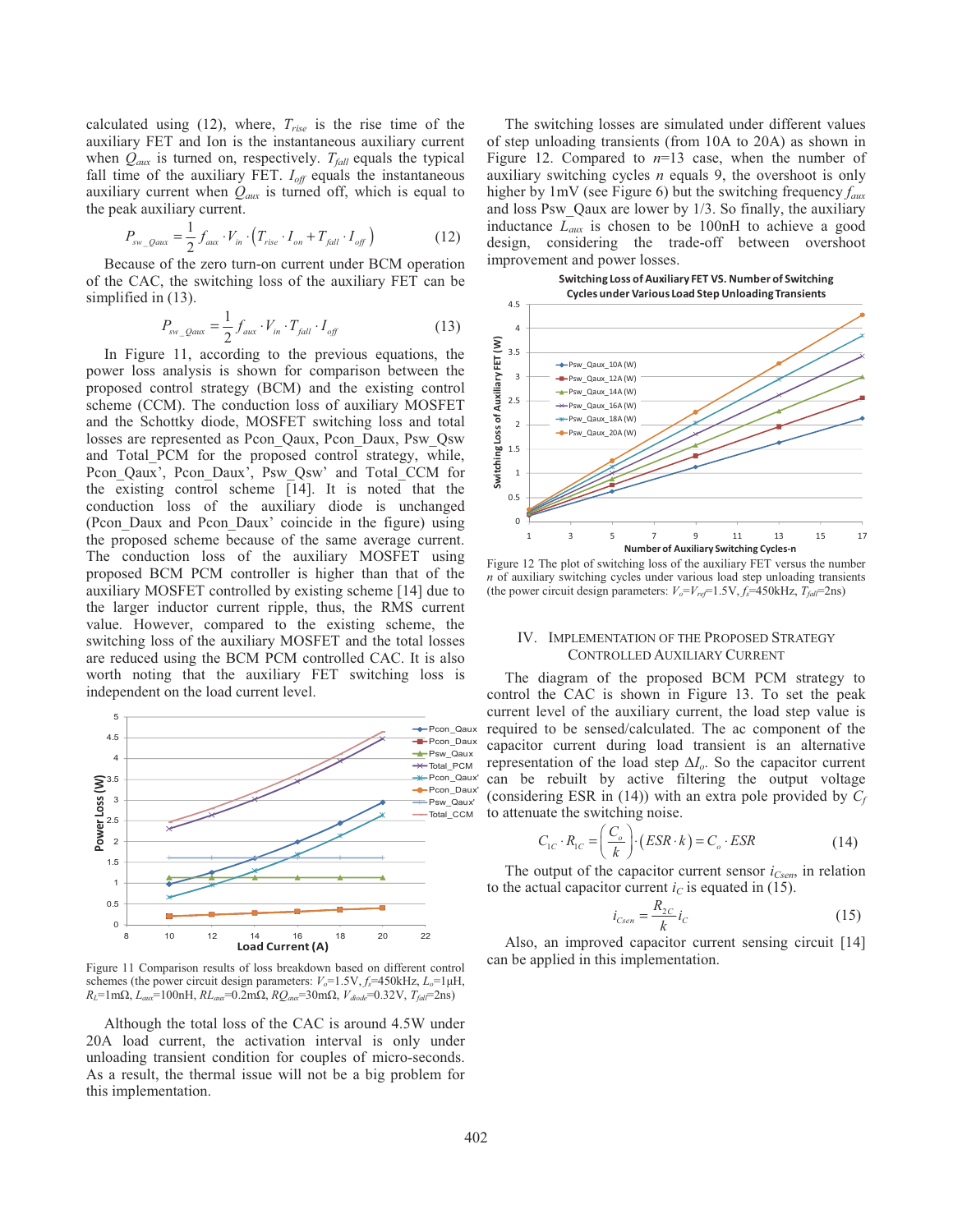calculated using (12), where, $T_{rise}$ is the rise time of the auxiliary FET and Ion is the instantaneous auxiliary current when $Q_{aux}$ is turned on, respectively. $T_{fall}$ equals the typical fall time of the auxiliary FET. $I_{off}$ equals the instantaneous auxiliary current when $Q_{aux}$ is turned off, which is equal to the peak auxiliary current.

$$P_{sw\_Qaux} = \frac{1}{2} f_{aux} \cdot V_{in} \cdot \left(T_{rise} \cdot I_{on} + T_{fall} \cdot I_{off}\right) \tag{12}$$

Because of the zero turn-on current under BCM operation of the CAC, the switching loss of the auxiliary FET can be simplified in (13).

$$P_{sw\_Qaux} = \frac{1}{2} f_{aux} \cdot V_{in} \cdot T_{fall} \cdot I_{off} \tag{13}$$

In Figure 11, according to the previous equations, the power loss analysis is shown for comparison between the proposed control strategy (BCM) and the existing control scheme (CCM). The conduction loss of auxiliary MOSFET and the Schottky diode, MOSFET switching loss and total losses are represented as Pcon_Qaux, Pcon_Daux, Psw_Qsw and Total_PCM for the proposed control strategy, while, Pcon_Qaux', Pcon_Daux', Psw_Qsw' and Total_CCM for the existing control scheme [14]. It is noted that the conduction loss of the auxiliary diode is unchanged (Pcon_Daux and Pcon_Daux' coincide in the figure) using the proposed scheme because of the same average current. The conduction loss of the auxiliary MOSFET using proposed BCM PCM controller is higher than that of the auxiliary MOSFET controlled by existing scheme [14] due to the larger inductor current ripple, thus, the RMS current value. However, compared to the existing scheme, the switching loss of the auxiliary MOSFET and the total losses are reduced using the BCM PCM controlled CAC. It is also worth noting that the auxiliary FET switching loss is independent on the load current level.

Figure 11 Comparison results of loss breakdown based on different control schemes (the power circuit design parameters: $V_o$=1.5V, $f_s$=450kHz, $L_o$=1μH, $R_L$=1mΩ, $L_{aux}$=100nH, $RL_{aux}$=0.2mΩ, $RQ_{aux}$=30mΩ, $V_{diode}$=0.32V, $T_{fall}$=2ns)

Although the total loss of the CAC is around 4.5W under 20A load current, the activation interval is only under unloading transient condition for couples of micro-seconds. As a result, the thermal issue will not be a big problem for this implementation.

The switching losses are simulated under different values of step unloading transients (from 10A to 20A) as shown in Figure 12. Compared to $n$=13 case, when the number of auxiliary switching cycles $n$ equals 9, the overshoot is only higher by 1mV (see Figure 6) but the switching frequency $f_{aux}$ and loss Psw_Qaux are lower by 1/3. So finally, the auxiliary inductance $L_{aux}$ is chosen to be 100nH to achieve a good design, considering the trade-off between overshoot improvement and power losses.

Figure 12 The plot of switching loss of the auxiliary FET versus the number $n$ of auxiliary switching cycles under various load step unloading transients (the power circuit design parameters: $V_o$=$V_{ref}$=1.5V, $f_s$=450kHz, $T_{fall}$=2ns)

## IV. Implementation of the Proposed Strategy Controlled Auxiliary Current

The diagram of the proposed BCM PCM strategy to control the CAC is shown in Figure 13. To set the peak current level of the auxiliary current, the load step value is required to be sensed/calculated. The ac component of the capacitor current during load transient is an alternative representation of the load step $\Delta I_o$. So the capacitor current can be rebuilt by active filtering the output voltage (considering ESR in (14)) with an extra pole provided by $C_f$ to attenuate the switching noise.

$$C_{1C} \cdot R_{1C} = \left(\frac{C_o}{k}\right) \cdot (ESR \cdot k) = C_o \cdot ESR \tag{14}$$

The output of the capacitor current sensor $i_{Csen}$, in relation to the actual capacitor current $i_C$ is equated in (15).

$$i_{Csen} = \frac{R_{2C}}{k} i_C \tag{15}$$

Also, an improved capacitor current sensing circuit [14] can be applied in this implementation.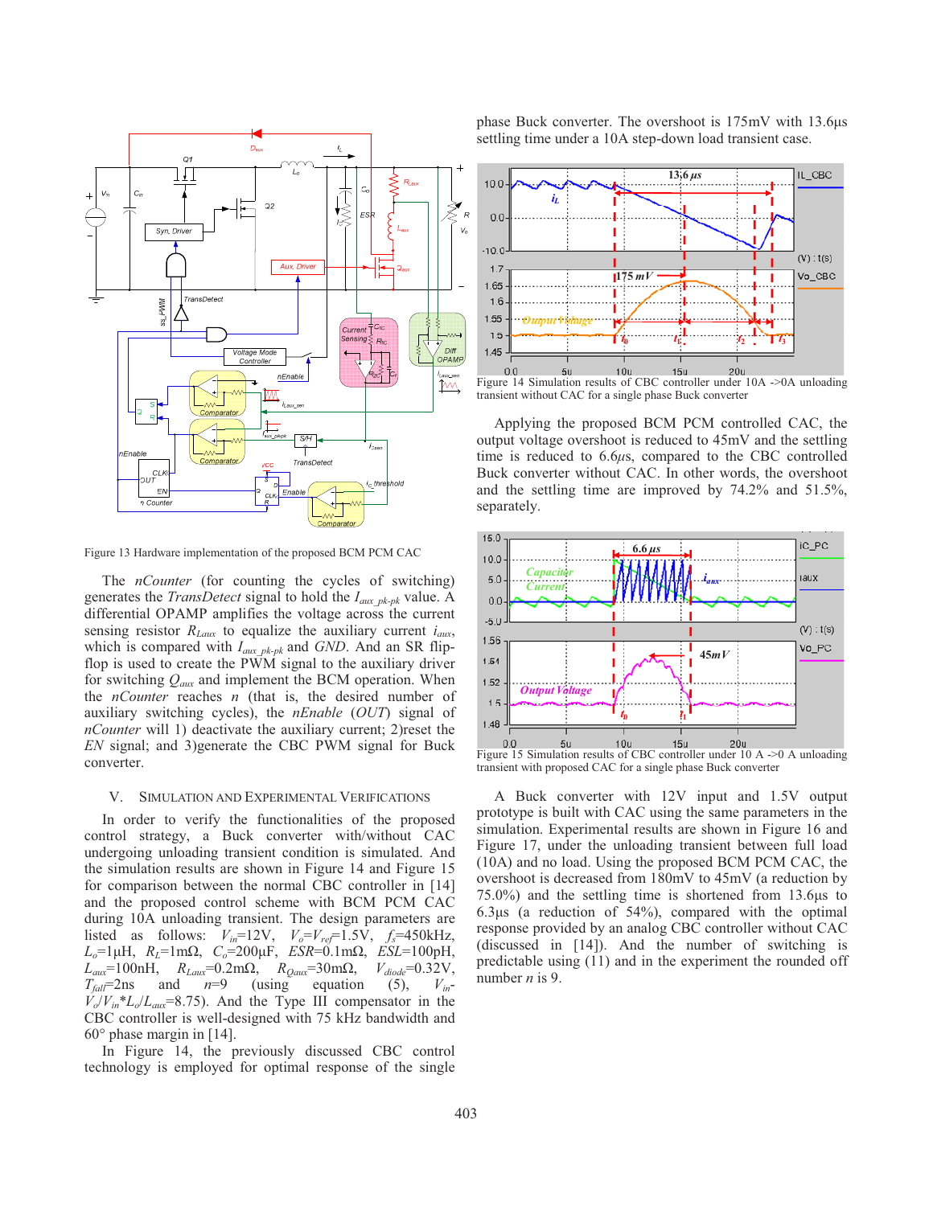Figure 13 Hardware implementation of the proposed BCM PCM CAC

The *nCounter* (for counting the cycles of switching) generates the *TransDetect* signal to hold the $I_{aux\_pk\text{-}pk}$ value. A differential OPAMP amplifies the voltage across the current sensing resistor $R_{Laux}$ to equalize the auxiliary current $i_{aux}$, which is compared with $I_{aux\_pk\text{-}pk}$ and *GND*. And an SR flip-flop is used to create the PWM signal to the auxiliary driver for switching $Q_{aux}$ and implement the BCM operation. When the *nCounter* reaches *n* (that is, the desired number of auxiliary switching cycles), the *nEnable* (*OUT*) signal of *nCounter* will 1) deactivate the auxiliary current; 2)reset the *EN* signal; and 3)generate the CBC PWM signal for Buck converter.

## V. SIMULATION AND EXPERIMENTAL VERIFICATIONS

In order to verify the functionalities of the proposed control strategy, a Buck converter with/without CAC undergoing unloading transient condition is simulated. And the simulation results are shown in Figure 14 and Figure 15 for comparison between the normal CBC controller in [14] and the proposed control scheme with BCM PCM CAC during 10A unloading transient. The design parameters are listed as follows: $V_{in}$=12V, $V_o$=$V_{ref}$=1.5V, $f_s$=450kHz, $L_o$=1μH, $R_L$=1mΩ, $C_o$=200μF, $ESR$=0.1mΩ, $ESL$=100pH, $L_{aux}$=100nH, $R_{Laux}$=0.2mΩ, $R_{Qaux}$=30mΩ, $V_{diode}$=0.32V, $T_{fall}$=2ns and $n$=9 (using equation (5), $V_{in}$-$V_o$/$V_{in}$*$L_o$/$L_{aux}$=8.75). And the Type III compensator in the CBC controller is well-designed with 75 kHz bandwidth and 60° phase margin in [14].

In Figure 14, the previously discussed CBC control technology is employed for optimal response of the single phase Buck converter. The overshoot is 175mV with 13.6μs settling time under a 10A step-down load transient case.

Figure 14 Simulation results of CBC controller under 10A ->0A unloading transient without CAC for a single phase Buck converter

Applying the proposed BCM PCM controlled CAC, the output voltage overshoot is reduced to 45mV and the settling time is reduced to 6.6*μ*s, compared to the CBC controlled Buck converter without CAC. In other words, the overshoot and the settling time are improved by 74.2% and 51.5%, separately.

Figure 15 Simulation results of CBC controller under 10 A ->0 A unloading transient with proposed CAC for a single phase Buck converter

A Buck converter with 12V input and 1.5V output prototype is built with CAC using the same parameters in the simulation. Experimental results are shown in Figure 16 and Figure 17, under the unloading transient between full load (10A) and no load. Using the proposed BCM PCM CAC, the overshoot is decreased from 180mV to 45mV (a reduction by 75.0%) and the settling time is shortened from 13.6μs to 6.3μs (a reduction of 54%), compared with the optimal response provided by an analog CBC controller without CAC (discussed in [14]). And the number of switching is predictable using (11) and in the experiment the rounded off number *n* is 9.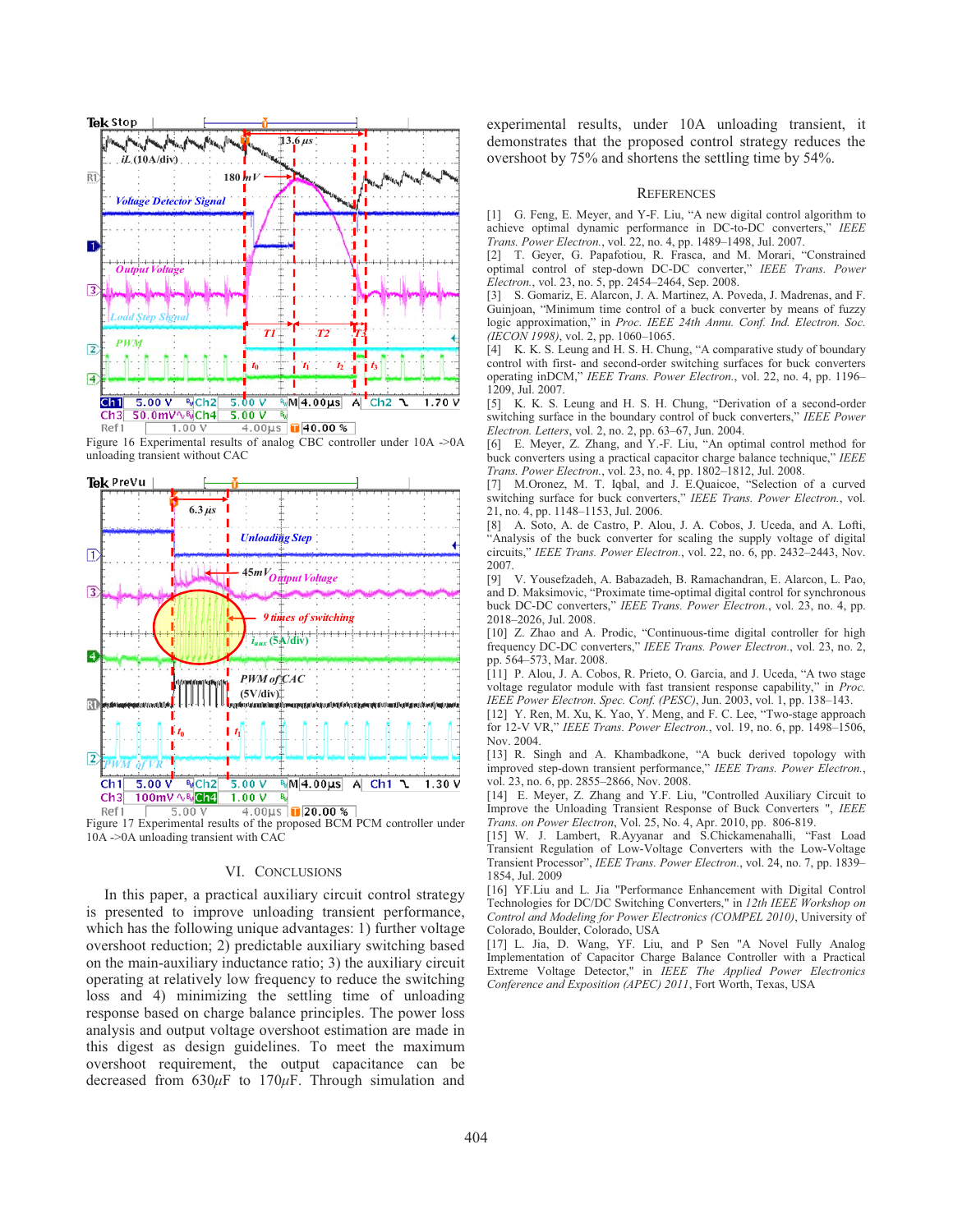Tek Stop

iL (10A/div)

13.6 μs

180 mV

Voltage Detector Signal

Output Voltage

Load Step Signal

PWM

T1 T2 T3

$t_0$ $t_1$ $t_2$ $t_3$

Ch1 5.00 V Ch2 5.00 V M 4.00μs A Ch2 1.70 V

Ch3 50.0mV Ch4 5.00 V

Ref1 1.00 V 4.00μs 40.00 %

Figure 16 Experimental results of analog CBC controller under 10A ->0A unloading transient without CAC

Tek PreVu

6.3 μs

Unloading Step

45mV Output Voltage

9 times of switching

$i_{aux}$ (5A/div)

PWM of CAC (5V/div)

$t_0$ $t_1$

PWM of VR

Ch1 5.00 V Ch2 5.00 V M 4.00μs A Ch1 1.30 V

Ch3 100mV Ch4 1.00 V

Ref1 5.00 V 4.00μs 20.00 %

Figure 17 Experimental results of the proposed BCM PCM controller under 10A ->0A unloading transient with CAC

## VI. Conclusions

In this paper, a practical auxiliary circuit control strategy is presented to improve unloading transient performance, which has the following unique advantages: 1) further voltage overshoot reduction; 2) predictable auxiliary switching based on the main-auxiliary inductance ratio; 3) the auxiliary circuit operating at relatively low frequency to reduce the switching loss and 4) minimizing the settling time of unloading response based on charge balance principles. The power loss analysis and output voltage overshoot estimation are made in this digest as design guidelines. To meet the maximum overshoot requirement, the output capacitance can be decreased from 630$\mu$F to 170$\mu$F. Through simulation and experimental results, under 10A unloading transient, it demonstrates that the proposed control strategy reduces the overshoot by 75% and shortens the settling time by 54%.

## References

[1] G. Feng, E. Meyer, and Y-F. Liu, "A new digital control algorithm to achieve optimal dynamic performance in DC-to-DC converters," *IEEE Trans. Power Electron.*, vol. 22, no. 4, pp. 1489–1498, Jul. 2007.

[2] T. Geyer, G. Papafotiou, R. Frasca, and M. Morari, "Constrained optimal control of step-down DC-DC converter," *IEEE Trans. Power Electron.*, vol. 23, no. 5, pp. 2454–2464, Sep. 2008.

[3] S. Gomariz, E. Alarcon, J. A. Martinez, A. Poveda, J. Madrenas, and F. Guinjoan, "Minimum time control of a buck converter by means of fuzzy logic approximation," in *Proc. IEEE 24th Annu. Conf. Ind. Electron. Soc. (IECON 1998)*, vol. 2, pp. 1060–1065.

[4] K. K. S. Leung and H. S. H. Chung, "A comparative study of boundary control with first- and second-order switching surfaces for buck converters operating inDCM," *IEEE Trans. Power Electron.*, vol. 22, no. 4, pp. 1196–1209, Jul. 2007.

[5] K. K. S. Leung and H. S. H. Chung, "Derivation of a second-order switching surface in the boundary control of buck converters," *IEEE Power Electron. Letters*, vol. 2, no. 2, pp. 63–67, Jun. 2004.

[6] E. Meyer, Z. Zhang, and Y.-F. Liu, "An optimal control method for buck converters using a practical capacitor charge balance technique," *IEEE Trans. Power Electron.*, vol. 23, no. 4, pp. 1802–1812, Jul. 2008.

[7] M.Oronez, M. T. Iqbal, and J. E.Quaicoe, "Selection of a curved switching surface for buck converters," *IEEE Trans. Power Electron.*, vol. 21, no. 4, pp. 1148–1153, Jul. 2006.

[8] A. Soto, A. de Castro, P. Alou, J. A. Cobos, J. Uceda, and A. Lofti, "Analysis of the buck converter for scaling the supply voltage of digital circuits," *IEEE Trans. Power Electron.*, vol. 22, no. 6, pp. 2432–2443, Nov. 2007.

[9] V. Yousefzadeh, A. Babazadeh, B. Ramachandran, E. Alarcon, L. Pao, and D. Maksimovic, "Proximate time-optimal digital control for synchronous buck DC-DC converters," *IEEE Trans. Power Electron.*, vol. 23, no. 4, pp. 2018–2026, Jul. 2008.

[10] Z. Zhao and A. Prodic, "Continuous-time digital controller for high frequency DC-DC converters," *IEEE Trans. Power Electron.*, vol. 23, no. 2, pp. 564–573, Mar. 2008.

[11] P. Alou, J. A. Cobos, J. A. Cobos, R. Prieto, O. Garcia, and J. Uceda, "A two stage voltage regulator module with fast transient response capability," in *Proc. IEEE Power Electron. Spec. Conf. (PESC)*, Jun. 2003, vol. 1, pp. 138–143.

[12] Y. Ren, M. Xu, K. Yao, Y. Meng, and F. C. Lee, "Two-stage approach for 12-V VR," *IEEE Trans. Power Electron.*, vol. 19, no. 6, pp. 1498–1506, Nov. 2004.

[13] R. Singh and A. Khambadkone, "A buck derived topology with improved step-down transient performance," *IEEE Trans. Power Electron.*, vol. 23, no. 6, pp. 2855–2866, Nov. 2008.

[14] E. Meyer, Z. Zhang and Y.F. Liu, "Controlled Auxiliary Circuit to Improve the Unloading Transient Response of Buck Converters ", *IEEE Trans. on Power Electron*, Vol. 25, No. 4, Apr. 2010, pp. 806-819.

[15] W. J. Lambert, R.Ayyanar and S.Chickamenahalli, "Fast Load Transient Regulation of Low-Voltage Converters with the Low-Voltage Transient Processor", *IEEE Trans. Power Electron.*, vol. 24, no. 7, pp. 1839–1854, Jul. 2009

[16] YF.Liu and L. Jia "Performance Enhancement with Digital Control Technologies for DC/DC Switching Converters," in *12th IEEE Workshop on Control and Modeling for Power Electronics (COMPEL 2010)*, University of Colorado, Boulder, Colorado, USA

[17] L. Jia, D. Wang, YF. Liu, and P Sen "A Novel Fully Analog Implementation of Capacitor Charge Balance Controller with a Practical Extreme Voltage Detector," in *IEEE The Applied Power Electronics Conference and Exposition (APEC) 2011*, Fort Worth, Texas, USA